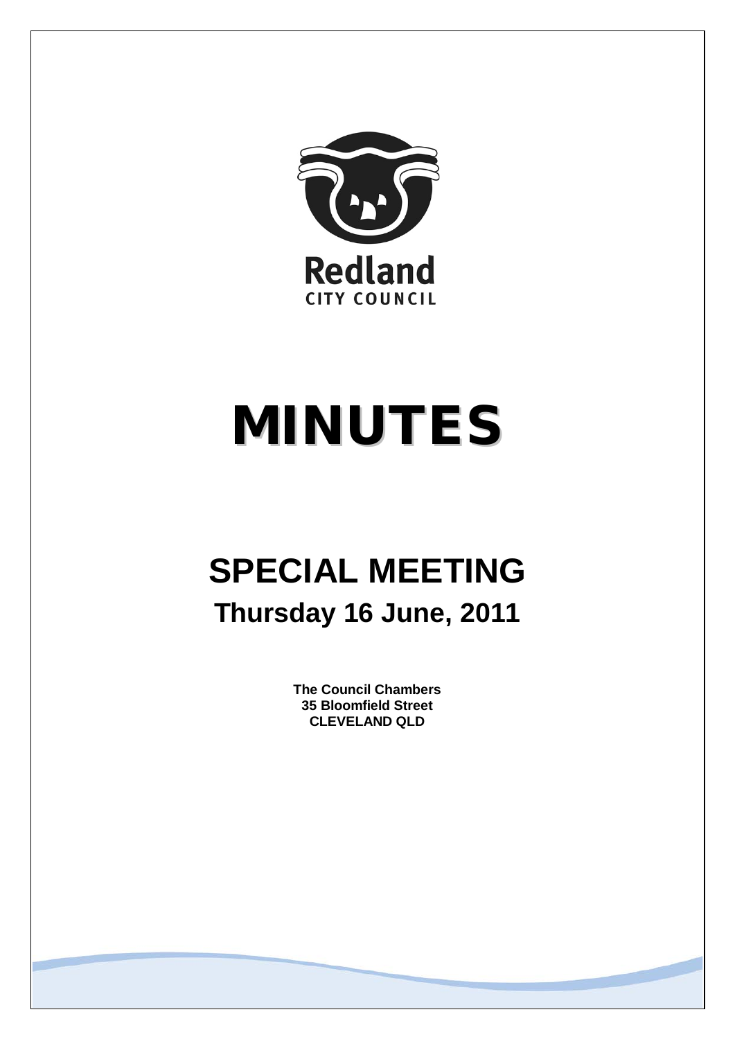Redland

CITY COUNCIL

# MINUTES

# SPECIAL MEETING

## Thursday 16 June, 2011

**The Council Chambers**
**35 Bloomfield Street**
**CLEVELAND QLD**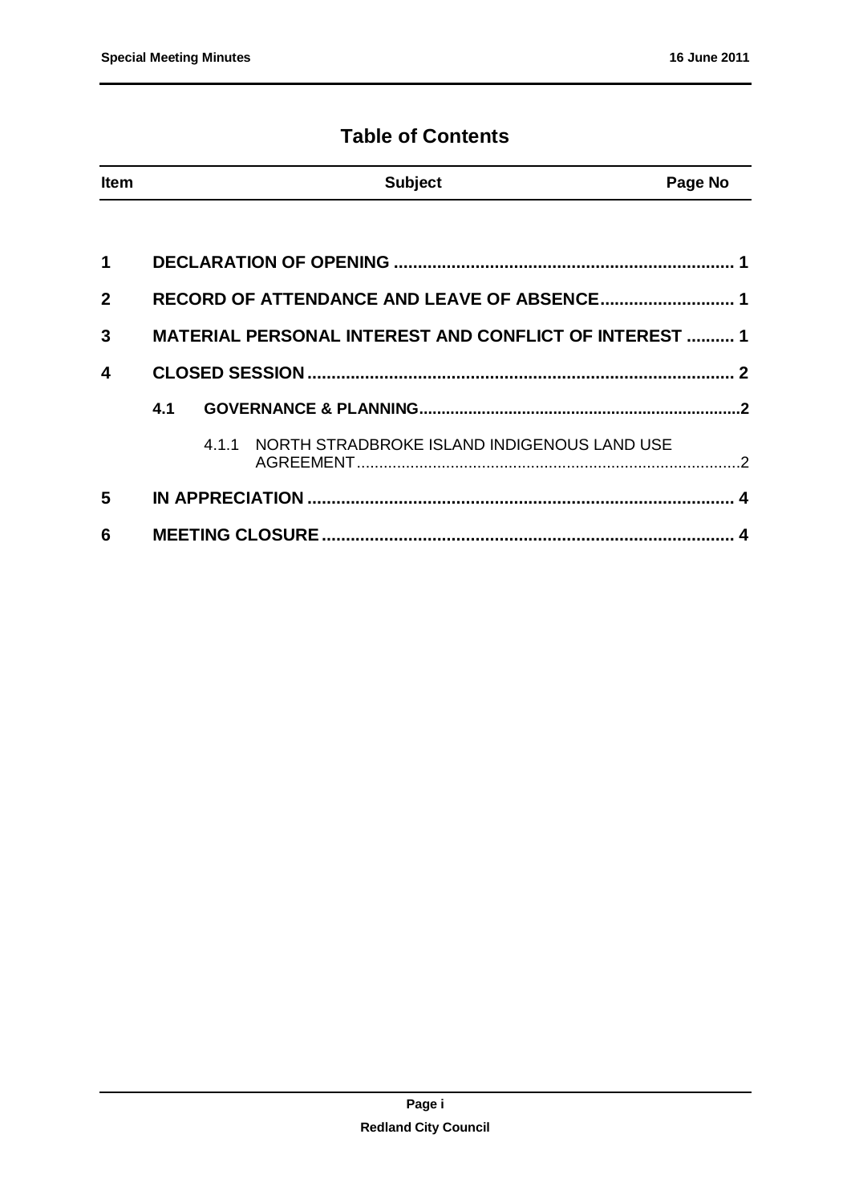# Table of Contents

| Item | | Subject | Page No |
|---|---|---|---|
| 1 | | DECLARATION OF OPENING | 1 |
| 2 | | RECORD OF ATTENDANCE AND LEAVE OF ABSENCE | 1 |
| 3 | | MATERIAL PERSONAL INTEREST AND CONFLICT OF INTEREST | 1 |
| 4 | | CLOSED SESSION | 2 |
| | 4.1 | GOVERNANCE & PLANNING | 2 |
| | 4.1.1 | NORTH STRADBROKE ISLAND INDIGENOUS LAND USE AGREEMENT | 2 |
| 5 | | IN APPRECIATION | 4 |
| 6 | | MEETING CLOSURE | 4 |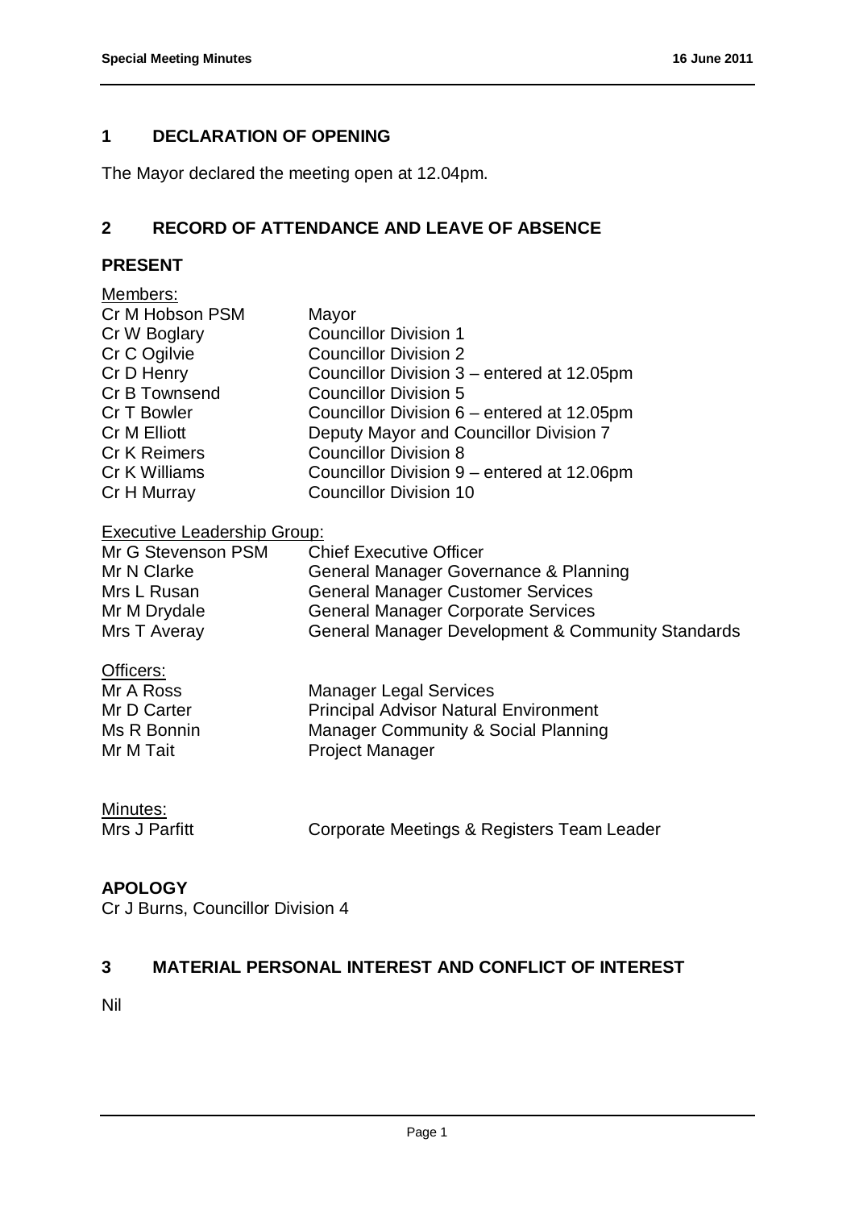## 1 DECLARATION OF OPENING

The Mayor declared the meeting open at 12.04pm.

## 2 RECORD OF ATTENDANCE AND LEAVE OF ABSENCE

### PRESENT

Members:

| | |
|---|---|
| Cr M Hobson PSM | Mayor |
| Cr W Boglary | Councillor Division 1 |
| Cr C Ogilvie | Councillor Division 2 |
| Cr D Henry | Councillor Division 3 – entered at 12.05pm |
| Cr B Townsend | Councillor Division 5 |
| Cr T Bowler | Councillor Division 6 – entered at 12.05pm |
| Cr M Elliott | Deputy Mayor and Councillor Division 7 |
| Cr K Reimers | Councillor Division 8 |
| Cr K Williams | Councillor Division 9 – entered at 12.06pm |
| Cr H Murray | Councillor Division 10 |

Executive Leadership Group:

| | |
|---|---|
| Mr G Stevenson PSM | Chief Executive Officer |
| Mr N Clarke | General Manager Governance & Planning |
| Mrs L Rusan | General Manager Customer Services |
| Mr M Drydale | General Manager Corporate Services |
| Mrs T Averay | General Manager Development & Community Standards |

Officers:

| | |
|---|---|
| Mr A Ross | Manager Legal Services |
| Mr D Carter | Principal Advisor Natural Environment |
| Ms R Bonnin | Manager Community & Social Planning |
| Mr M Tait | Project Manager |

Minutes:

| | |
|---|---|
| Mrs J Parfitt | Corporate Meetings & Registers Team Leader |

### APOLOGY

Cr J Burns, Councillor Division 4

## 3 MATERIAL PERSONAL INTEREST AND CONFLICT OF INTEREST

Nil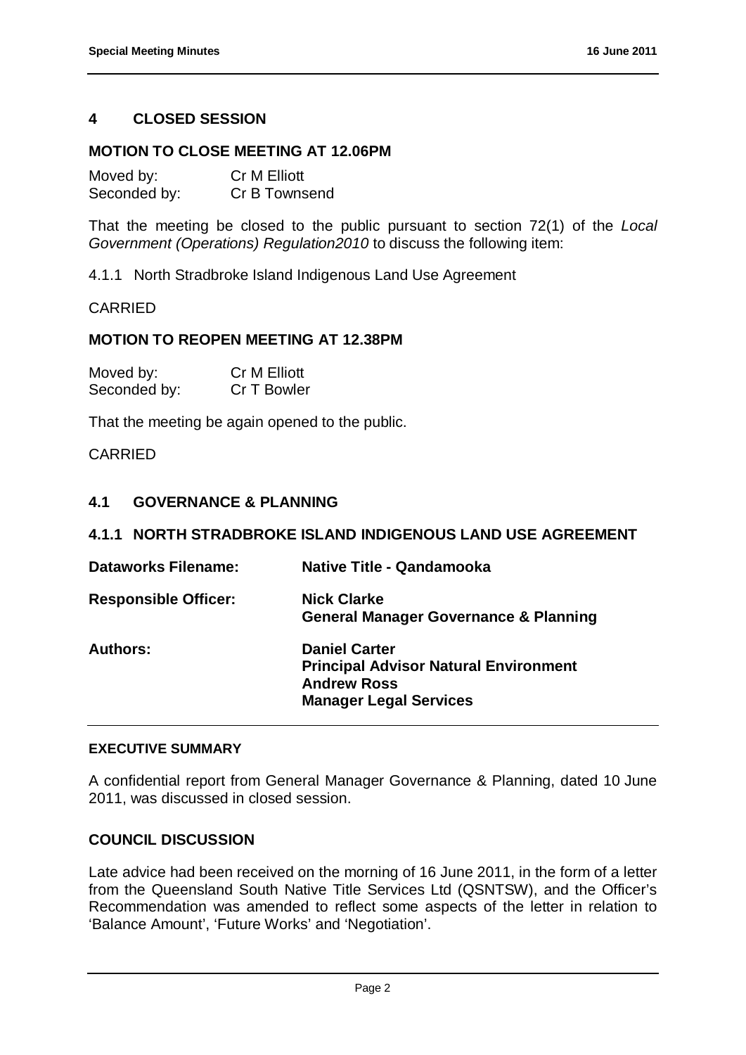## 4 CLOSED SESSION

### MOTION TO CLOSE MEETING AT 12.06PM

Moved by: Cr M Elliott
Seconded by: Cr B Townsend

That the meeting be closed to the public pursuant to section 72(1) of the *Local Government (Operations) Regulation2010* to discuss the following item:

4.1.1 North Stradbroke Island Indigenous Land Use Agreement

CARRIED

### MOTION TO REOPEN MEETING AT 12.38PM

Moved by: Cr M Elliott
Seconded by: Cr T Bowler

That the meeting be again opened to the public.

CARRIED

### 4.1 GOVERNANCE & PLANNING

### 4.1.1 NORTH STRADBROKE ISLAND INDIGENOUS LAND USE AGREEMENT

**Dataworks Filename:** **Native Title - Qandamooka**

**Responsible Officer:** **Nick Clarke**
**General Manager Governance & Planning**

**Authors:** **Daniel Carter**
**Principal Advisor Natural Environment**
**Andrew Ross**
**Manager Legal Services**

#### EXECUTIVE SUMMARY

A confidential report from General Manager Governance & Planning, dated 10 June 2011, was discussed in closed session.

#### COUNCIL DISCUSSION

Late advice had been received on the morning of 16 June 2011, in the form of a letter from the Queensland South Native Title Services Ltd (QSNTSW), and the Officer's Recommendation was amended to reflect some aspects of the letter in relation to 'Balance Amount', 'Future Works' and 'Negotiation'.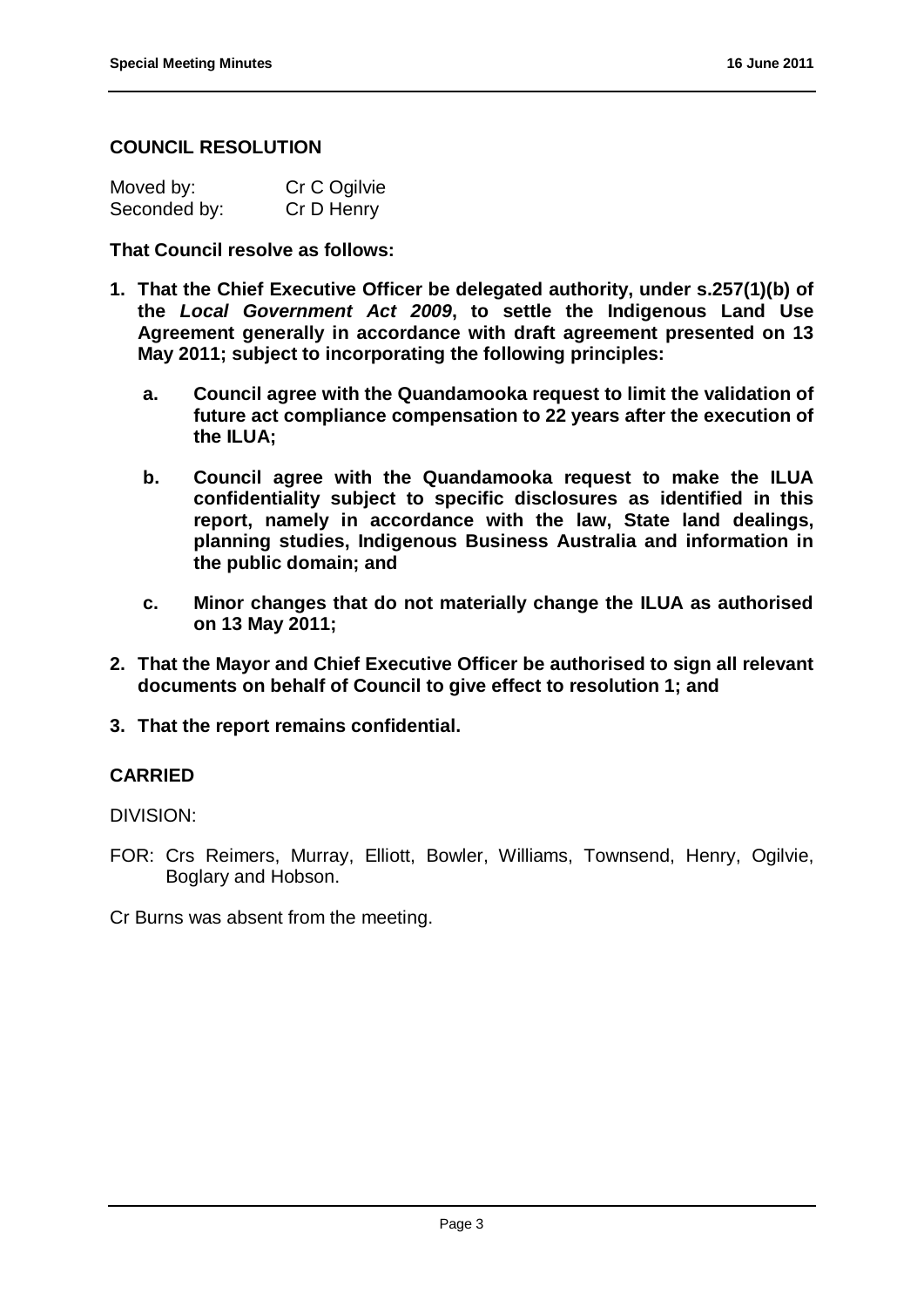**COUNCIL RESOLUTION**

| Moved by: | Cr C Ogilvie |
| --- | --- |
| Seconded by: | Cr D Henry |

**That Council resolve as follows:**

1. **That the Chief Executive Officer be delegated authority, under s.257(1)(b) of the *Local Government Act 2009*, to settle the Indigenous Land Use Agreement generally in accordance with draft agreement presented on 13 May 2011; subject to incorporating the following principles:**
    a. **Council agree with the Quandamooka request to limit the validation of future act compliance compensation to 22 years after the execution of the ILUA;**
    b. **Council agree with the Quandamooka request to make the ILUA confidentiality subject to specific disclosures as identified in this report, namely in accordance with the law, State land dealings, planning studies, Indigenous Business Australia and information in the public domain; and**
    c. **Minor changes that do not materially change the ILUA as authorised on 13 May 2011;**
2. **That the Mayor and Chief Executive Officer be authorised to sign all relevant documents on behalf of Council to give effect to resolution 1; and**
3. **That the report remains confidential.**

**CARRIED**

DIVISION:

FOR: Crs Reimers, Murray, Elliott, Bowler, Williams, Townsend, Henry, Ogilvie, Boglary and Hobson.

Cr Burns was absent from the meeting.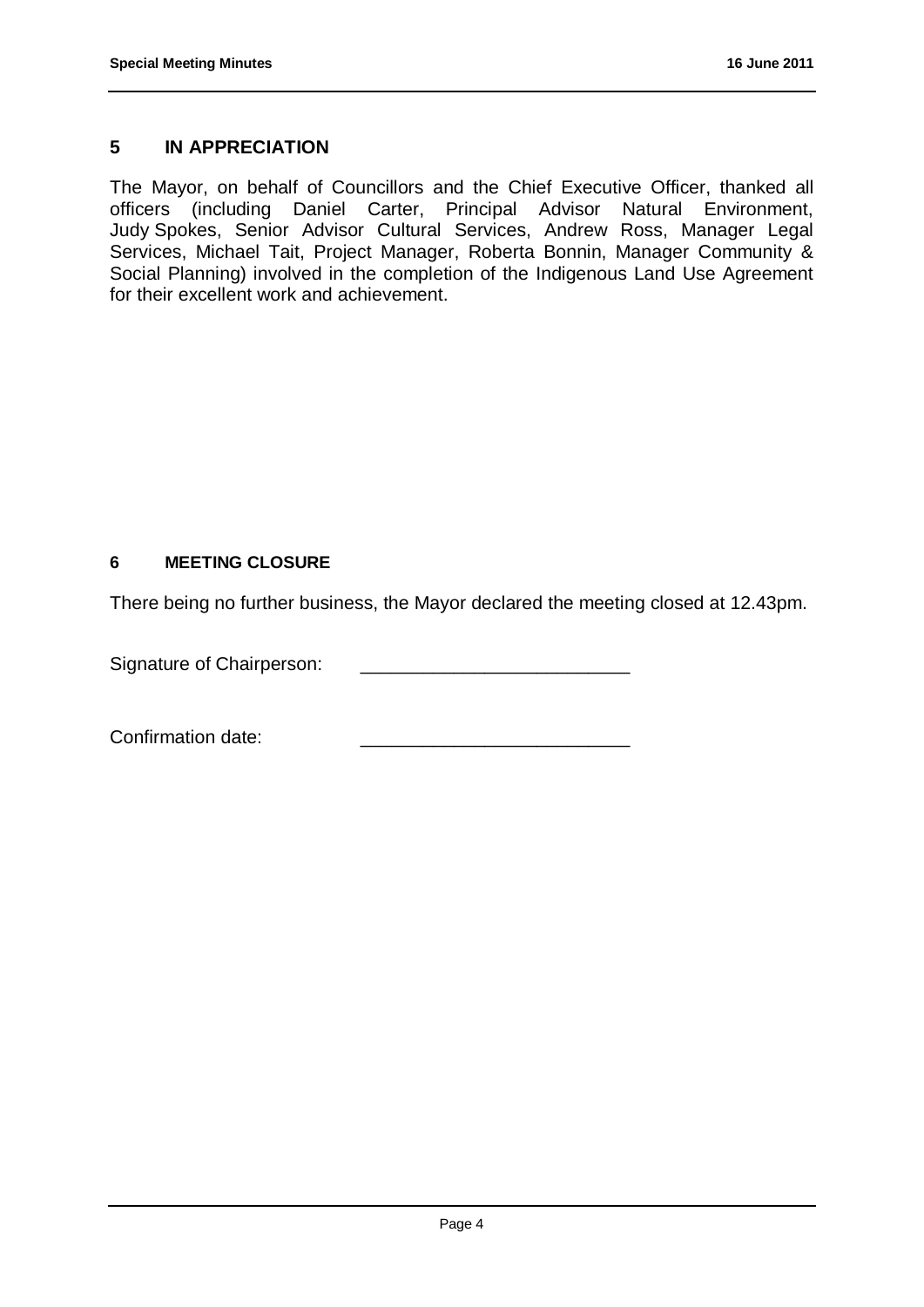## 5 IN APPRECIATION

The Mayor, on behalf of Councillors and the Chief Executive Officer, thanked all officers (including Daniel Carter, Principal Advisor Natural Environment, Judy Spokes, Senior Advisor Cultural Services, Andrew Ross, Manager Legal Services, Michael Tait, Project Manager, Roberta Bonnin, Manager Community & Social Planning) involved in the completion of the Indigenous Land Use Agreement for their excellent work and achievement.

## 6 MEETING CLOSURE

There being no further business, the Mayor declared the meeting closed at 12.43pm.

Signature of Chairperson: __________________________

Confirmation date: __________________________